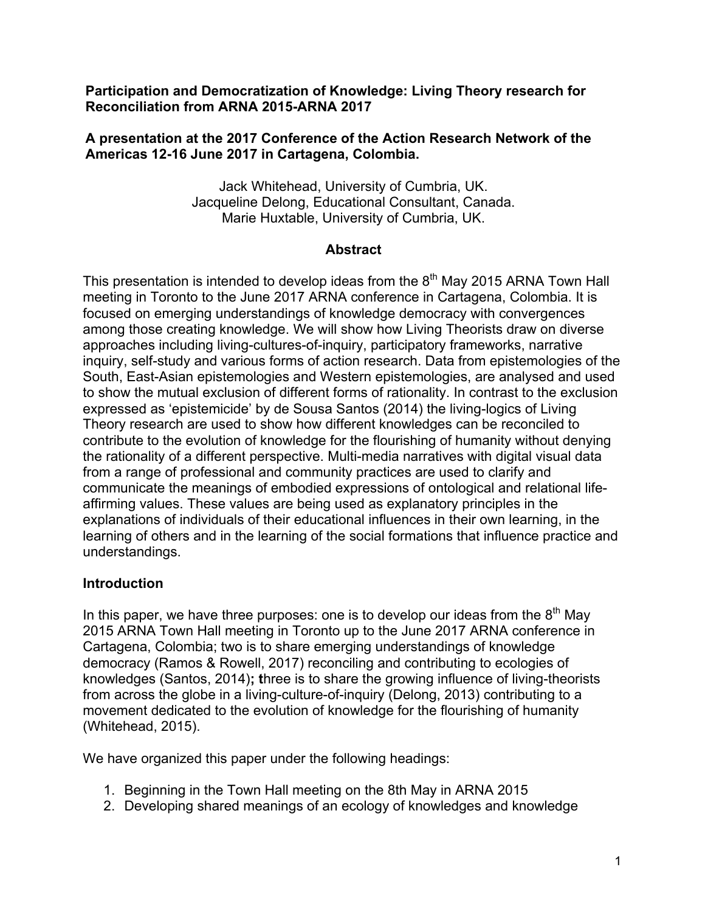**Participation and Democratization of Knowledge: Living Theory research for Reconciliation from ARNA 2015-ARNA 2017**

**A presentation at the 2017 Conference of the Action Research Network of the Americas 12-16 June 2017 in Cartagena, Colombia.**

Jack Whitehead, University of Cumbria, UK.
Jacqueline Delong, Educational Consultant, Canada.
Marie Huxtable, University of Cumbria, UK.

## Abstract

This presentation is intended to develop ideas from the 8th May 2015 ARNA Town Hall meeting in Toronto to the June 2017 ARNA conference in Cartagena, Colombia. It is focused on emerging understandings of knowledge democracy with convergences among those creating knowledge. We will show how Living Theorists draw on diverse approaches including living-cultures-of-inquiry, participatory frameworks, narrative inquiry, self-study and various forms of action research. Data from epistemologies of the South, East-Asian epistemologies and Western epistemologies, are analysed and used to show the mutual exclusion of different forms of rationality. In contrast to the exclusion expressed as 'epistemicide' by de Sousa Santos (2014) the living-logics of Living Theory research are used to show how different knowledges can be reconciled to contribute to the evolution of knowledge for the flourishing of humanity without denying the rationality of a different perspective. Multi-media narratives with digital visual data from a range of professional and community practices are used to clarify and communicate the meanings of embodied expressions of ontological and relational life-affirming values. These values are being used as explanatory principles in the explanations of individuals of their educational influences in their own learning, in the learning of others and in the learning of the social formations that influence practice and understandings.

## Introduction

In this paper, we have three purposes: one is to develop our ideas from the 8th May 2015 ARNA Town Hall meeting in Toronto up to the June 2017 ARNA conference in Cartagena, Colombia; two is to share emerging understandings of knowledge democracy (Ramos & Rowell, 2017) reconciling and contributing to ecologies of knowledges (Santos, 2014)**; t**hree is to share the growing influence of living-theorists from across the globe in a living-culture-of-inquiry (Delong, 2013) contributing to a movement dedicated to the evolution of knowledge for the flourishing of humanity (Whitehead, 2015).

We have organized this paper under the following headings:

1. Beginning in the Town Hall meeting on the 8th May in ARNA 2015
2. Developing shared meanings of an ecology of knowledges and knowledge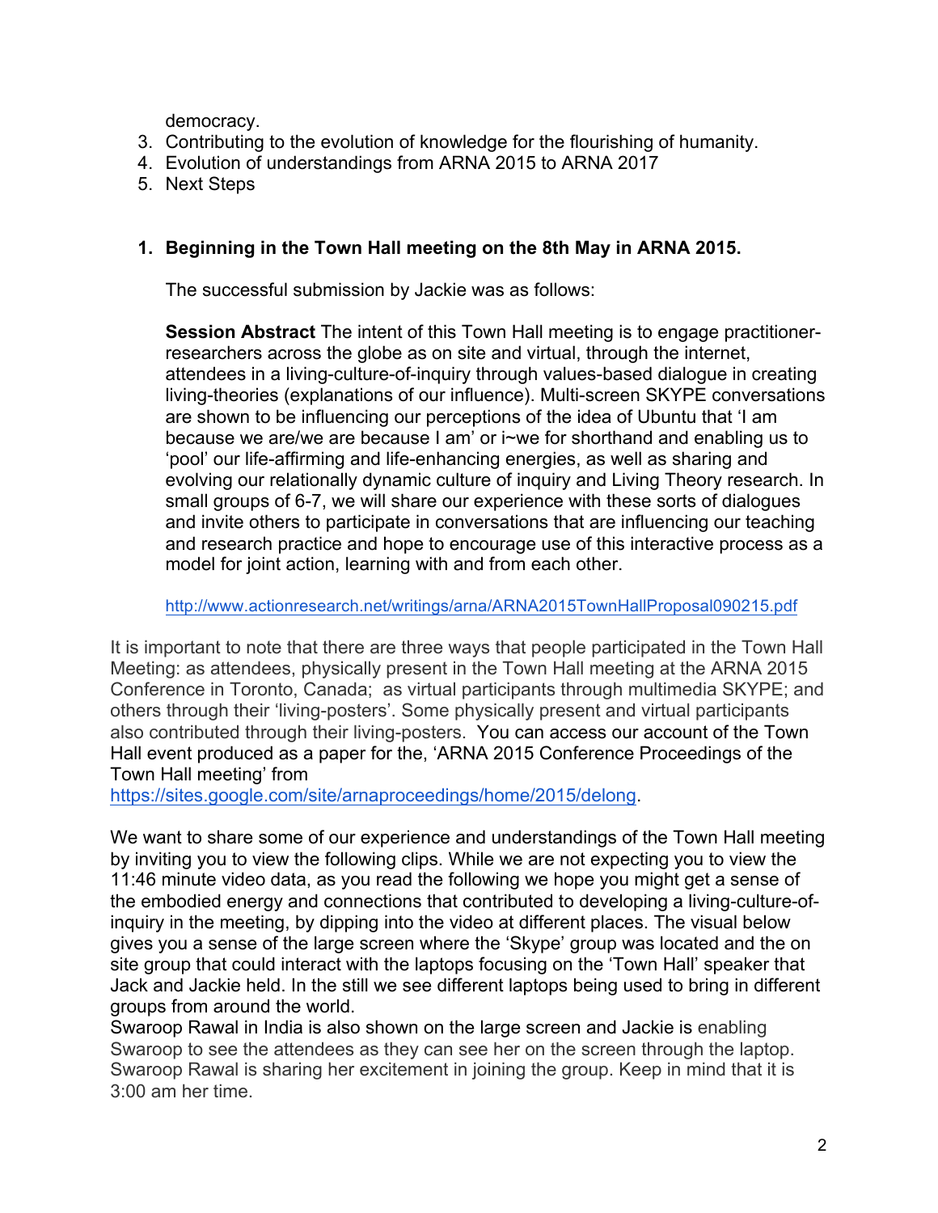democracy.

3. Contributing to the evolution of knowledge for the flourishing of humanity.
4. Evolution of understandings from ARNA 2015 to ARNA 2017
5. Next Steps

## 1. Beginning in the Town Hall meeting on the 8th May in ARNA 2015.

The successful submission by Jackie was as follows:

**Session Abstract** The intent of this Town Hall meeting is to engage practitioner-researchers across the globe as on site and virtual, through the internet, attendees in a living-culture-of-inquiry through values-based dialogue in creating living-theories (explanations of our influence). Multi-screen SKYPE conversations are shown to be influencing our perceptions of the idea of Ubuntu that 'I am because we are/we are because I am' or i~we for shorthand and enabling us to 'pool' our life-affirming and life-enhancing energies, as well as sharing and evolving our relationally dynamic culture of inquiry and Living Theory research. In small groups of 6-7, we will share our experience with these sorts of dialogues and invite others to participate in conversations that are influencing our teaching and research practice and hope to encourage use of this interactive process as a model for joint action, learning with and from each other.

http://www.actionresearch.net/writings/arna/ARNA2015TownHallProposal090215.pdf

It is important to note that there are three ways that people participated in the Town Hall Meeting: as attendees, physically present in the Town Hall meeting at the ARNA 2015 Conference in Toronto, Canada; as virtual participants through multimedia SKYPE; and others through their 'living-posters'. Some physically present and virtual participants also contributed through their living-posters. You can access our account of the Town Hall event produced as a paper for the, 'ARNA 2015 Conference Proceedings of the Town Hall meeting' from https://sites.google.com/site/arnaproceedings/home/2015/delong.

We want to share some of our experience and understandings of the Town Hall meeting by inviting you to view the following clips. While we are not expecting you to view the 11:46 minute video data, as you read the following we hope you might get a sense of the embodied energy and connections that contributed to developing a living-culture-of-inquiry in the meeting, by dipping into the video at different places. The visual below gives you a sense of the large screen where the 'Skype' group was located and the on site group that could interact with the laptops focusing on the 'Town Hall' speaker that Jack and Jackie held. In the still we see different laptops being used to bring in different groups from around the world.
Swaroop Rawal in India is also shown on the large screen and Jackie is enabling Swaroop to see the attendees as they can see her on the screen through the laptop. Swaroop Rawal is sharing her excitement in joining the group. Keep in mind that it is 3:00 am her time.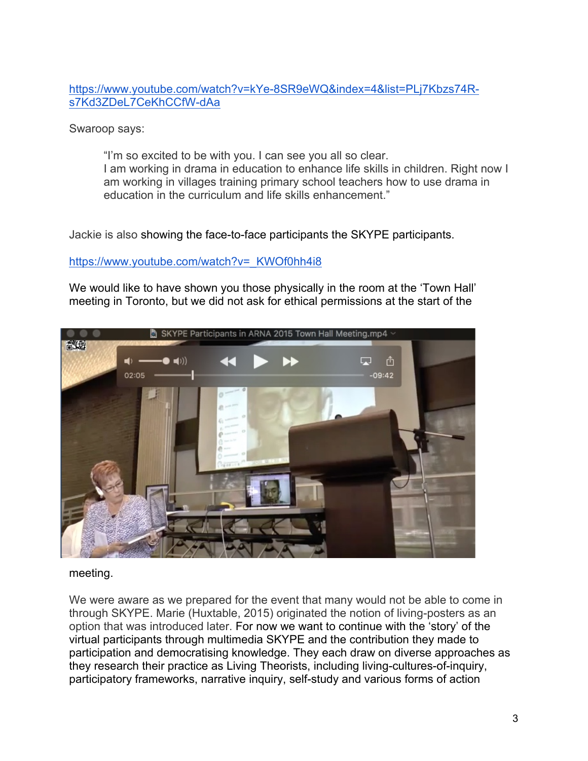https://www.youtube.com/watch?v=kYe-8SR9eWQ&index=4&list=PLj7Kbzs74R-s7Kd3ZDeL7CeKhCCfW-dAa

Swaroop says:

> "I'm so excited to be with you. I can see you all so clear.
> I am working in drama in education to enhance life skills in children. Right now I am working in villages training primary school teachers how to use drama in education in the curriculum and life skills enhancement."

Jackie is also showing the face-to-face participants the SKYPE participants.

https://www.youtube.com/watch?v=_KWOf0hh4i8

We would like to have shown you those physically in the room at the 'Town Hall' meeting in Toronto, but we did not ask for ethical permissions at the start of the meeting.

We were aware as we prepared for the event that many would not be able to come in through SKYPE. Marie (Huxtable, 2015) originated the notion of living-posters as an option that was introduced later. For now we want to continue with the 'story' of the virtual participants through multimedia SKYPE and the contribution they made to participation and democratising knowledge. They each draw on diverse approaches as they research their practice as Living Theorists, including living-cultures-of-inquiry, participatory frameworks, narrative inquiry, self-study and various forms of action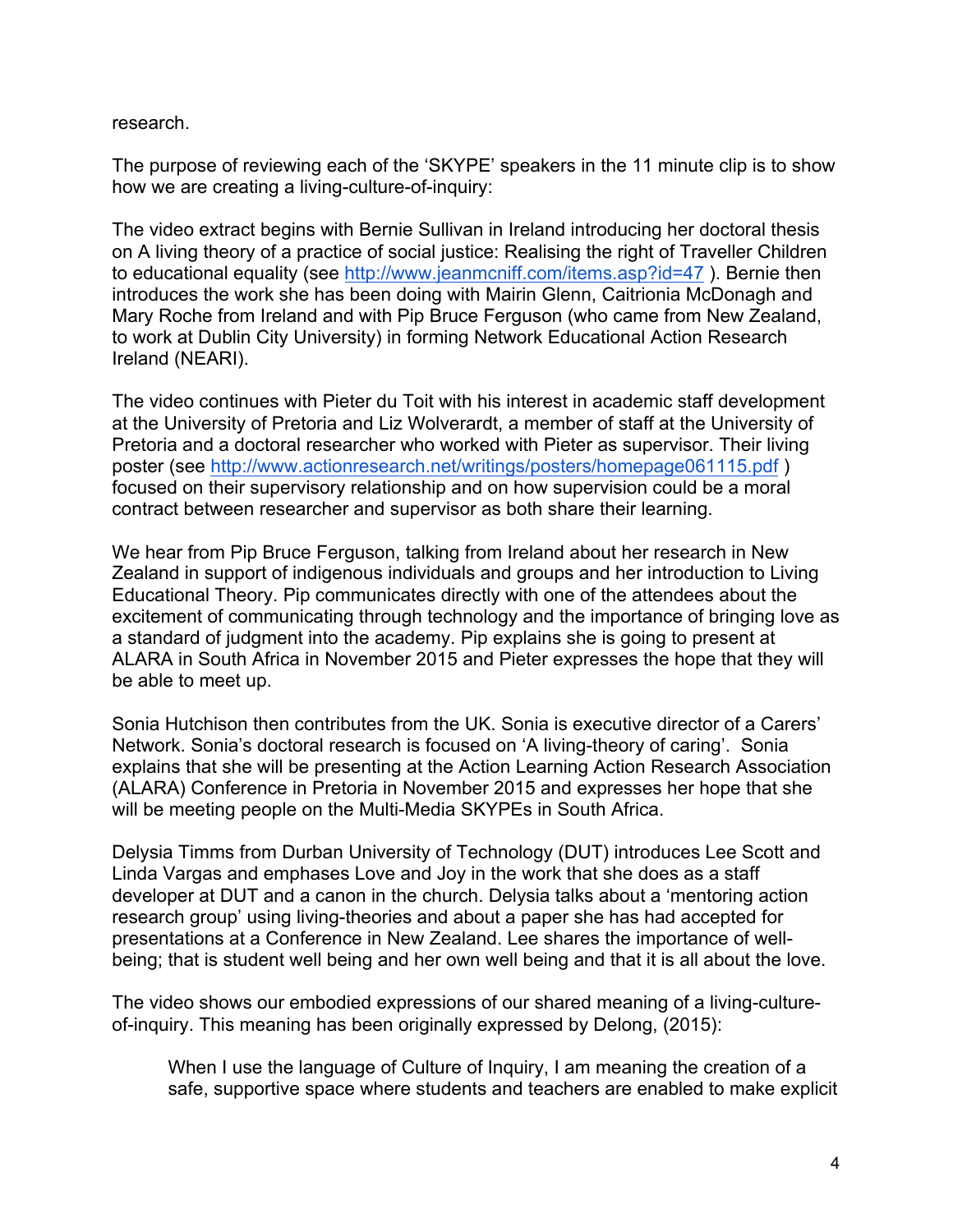research.

The purpose of reviewing each of the 'SKYPE' speakers in the 11 minute clip is to show how we are creating a living-culture-of-inquiry:

The video extract begins with Bernie Sullivan in Ireland introducing her doctoral thesis on A living theory of a practice of social justice: Realising the right of Traveller Children to educational equality (see http://www.jeanmcniff.com/items.asp?id=47 ). Bernie then introduces the work she has been doing with Mairin Glenn, Caitriona McDonagh and Mary Roche from Ireland and with Pip Bruce Ferguson (who came from New Zealand, to work at Dublin City University) in forming Network Educational Action Research Ireland (NEARI).

The video continues with Pieter du Toit with his interest in academic staff development at the University of Pretoria and Liz Wolverardt, a member of staff at the University of Pretoria and a doctoral researcher who worked with Pieter as supervisor. Their living poster (see http://www.actionresearch.net/writings/posters/homepage061115.pdf ) focused on their supervisory relationship and on how supervision could be a moral contract between researcher and supervisor as both share their learning.

We hear from Pip Bruce Ferguson, talking from Ireland about her research in New Zealand in support of indigenous individuals and groups and her introduction to Living Educational Theory. Pip communicates directly with one of the attendees about the excitement of communicating through technology and the importance of bringing love as a standard of judgment into the academy. Pip explains she is going to present at ALARA in South Africa in November 2015 and Pieter expresses the hope that they will be able to meet up.

Sonia Hutchison then contributes from the UK. Sonia is executive director of a Carers' Network. Sonia's doctoral research is focused on 'A living-theory of caring'. Sonia explains that she will be presenting at the Action Learning Action Research Association (ALARA) Conference in Pretoria in November 2015 and expresses her hope that she will be meeting people on the Multi-Media SKYPEs in South Africa.

Delysia Timms from Durban University of Technology (DUT) introduces Lee Scott and Linda Vargas and emphases Love and Joy in the work that she does as a staff developer at DUT and a canon in the church. Delysia talks about a 'mentoring action research group' using living-theories and about a paper she has had accepted for presentations at a Conference in New Zealand. Lee shares the importance of well-being; that is student well being and her own well being and that it is all about the love.

The video shows our embodied expressions of our shared meaning of a living-culture-of-inquiry. This meaning has been originally expressed by Delong, (2015):

> When I use the language of Culture of Inquiry, I am meaning the creation of a safe, supportive space where students and teachers are enabled to make explicit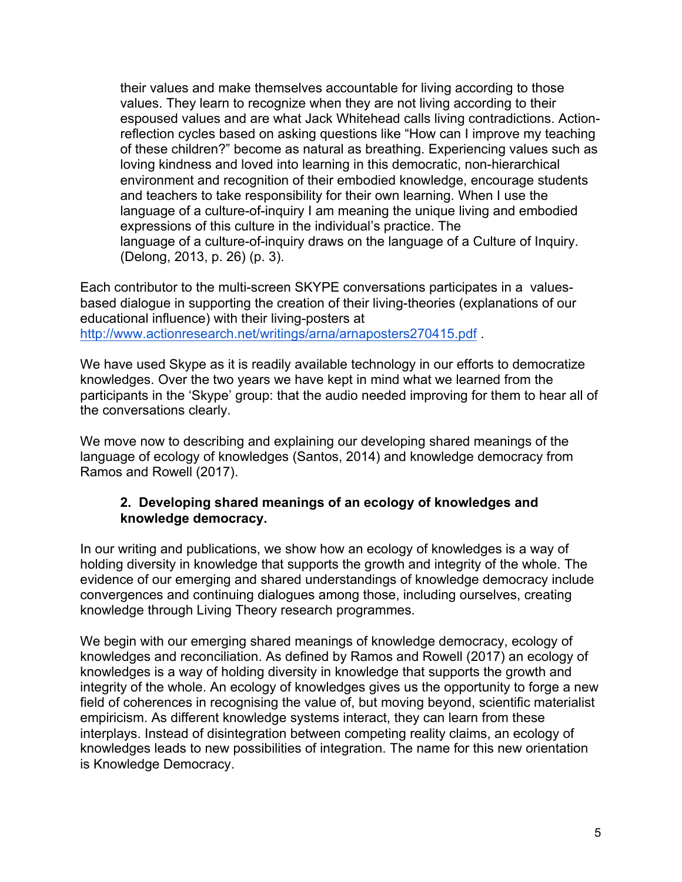> their values and make themselves accountable for living according to those values. They learn to recognize when they are not living according to their espoused values and are what Jack Whitehead calls living contradictions. Action-reflection cycles based on asking questions like "How can I improve my teaching of these children?" become as natural as breathing. Experiencing values such as loving kindness and loved into learning in this democratic, non-hierarchical environment and recognition of their embodied knowledge, encourage students and teachers to take responsibility for their own learning. When I use the language of a culture-of-inquiry I am meaning the unique living and embodied expressions of this culture in the individual's practice. The language of a culture-of-inquiry draws on the language of a Culture of Inquiry. (Delong, 2013, p. 26) (p. 3).

Each contributor to the multi-screen SKYPE conversations participates in a values-based dialogue in supporting the creation of their living-theories (explanations of our educational influence) with their living-posters at [http://www.actionresearch.net/writings/arna/arnaposters270415.pdf](http://www.actionresearch.net/writings/arna/arnaposters270415.pdf) .

We have used Skype as it is readily available technology in our efforts to democratize knowledges. Over the two years we have kept in mind what we learned from the participants in the 'Skype' group: that the audio needed improving for them to hear all of the conversations clearly.

We move now to describing and explaining our developing shared meanings of the language of ecology of knowledges (Santos, 2014) and knowledge democracy from Ramos and Rowell (2017).

## 2. Developing shared meanings of an ecology of knowledges and knowledge democracy.

In our writing and publications, we show how an ecology of knowledges is a way of holding diversity in knowledge that supports the growth and integrity of the whole. The evidence of our emerging and shared understandings of knowledge democracy include convergences and continuing dialogues among those, including ourselves, creating knowledge through Living Theory research programmes.

We begin with our emerging shared meanings of knowledge democracy, ecology of knowledges and reconciliation. As defined by Ramos and Rowell (2017) an ecology of knowledges is a way of holding diversity in knowledge that supports the growth and integrity of the whole. An ecology of knowledges gives us the opportunity to forge a new field of coherences in recognising the value of, but moving beyond, scientific materialist empiricism. As different knowledge systems interact, they can learn from these interplays. Instead of disintegration between competing reality claims, an ecology of knowledges leads to new possibilities of integration. The name for this new orientation is Knowledge Democracy.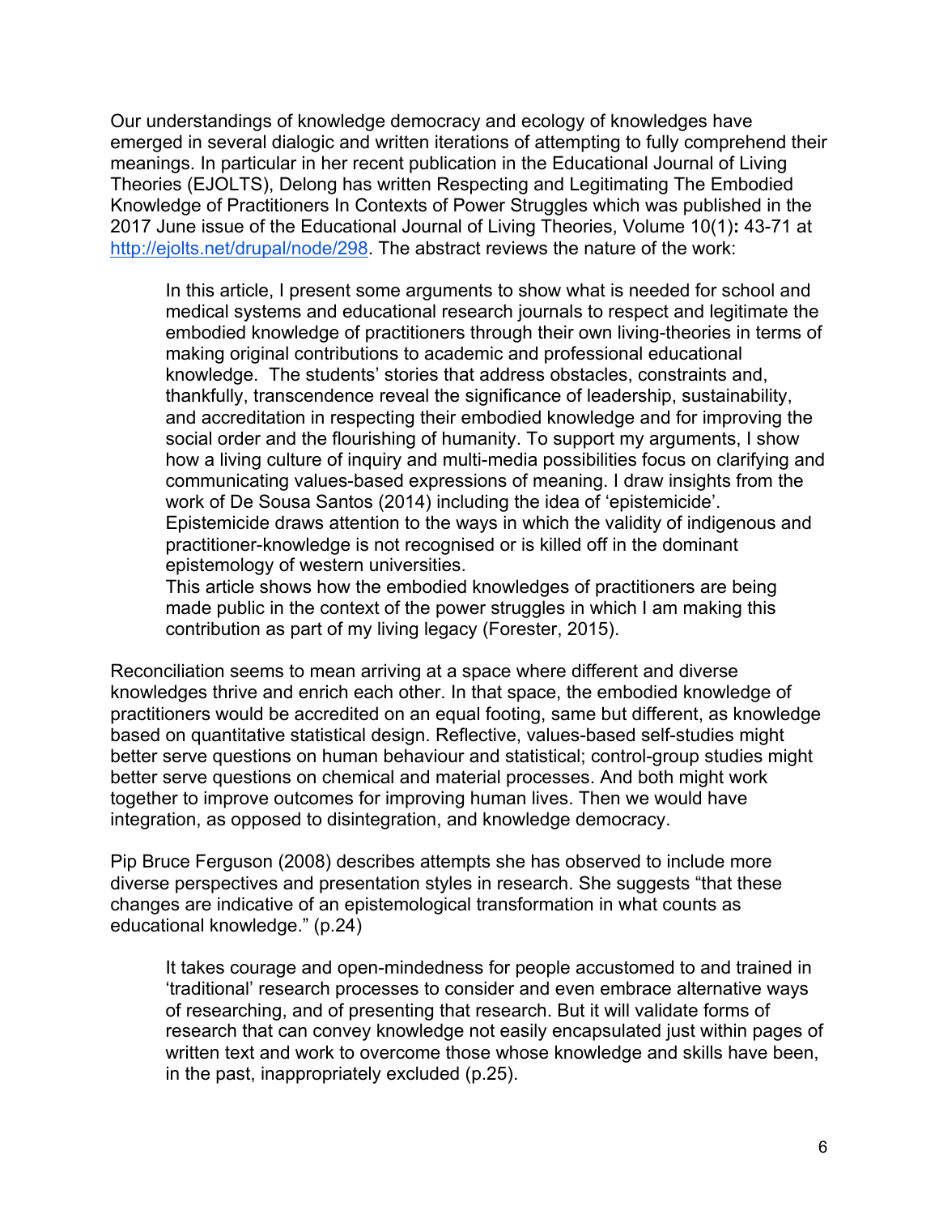Our understandings of knowledge democracy and ecology of knowledges have emerged in several dialogic and written iterations of attempting to fully comprehend their meanings. In particular in her recent publication in the Educational Journal of Living Theories (EJOLTS), Delong has written Respecting and Legitimating The Embodied Knowledge of Practitioners In Contexts of Power Struggles which was published in the 2017 June issue of the Educational Journal of Living Theories, Volume 10(1)**:** 43-71 at http://ejolts.net/drupal/node/298. The abstract reviews the nature of the work:

> In this article, I present some arguments to show what is needed for school and medical systems and educational research journals to respect and legitimate the embodied knowledge of practitioners through their own living-theories in terms of making original contributions to academic and professional educational knowledge. The students' stories that address obstacles, constraints and, thankfully, transcendence reveal the significance of leadership, sustainability, and accreditation in respecting their embodied knowledge and for improving the social order and the flourishing of humanity. To support my arguments, I show how a living culture of inquiry and multi-media possibilities focus on clarifying and communicating values-based expressions of meaning. I draw insights from the work of De Sousa Santos (2014) including the idea of 'epistemicide'. Epistemicide draws attention to the ways in which the validity of indigenous and practitioner-knowledge is not recognised or is killed off in the dominant epistemology of western universities.
> This article shows how the embodied knowledges of practitioners are being made public in the context of the power struggles in which I am making this contribution as part of my living legacy (Forester, 2015).

Reconciliation seems to mean arriving at a space where different and diverse knowledges thrive and enrich each other. In that space, the embodied knowledge of practitioners would be accredited on an equal footing, same but different, as knowledge based on quantitative statistical design. Reflective, values-based self-studies might better serve questions on human behaviour and statistical; control-group studies might better serve questions on chemical and material processes. And both might work together to improve outcomes for improving human lives. Then we would have integration, as opposed to disintegration, and knowledge democracy.

Pip Bruce Ferguson (2008) describes attempts she has observed to include more diverse perspectives and presentation styles in research. She suggests "that these changes are indicative of an epistemological transformation in what counts as educational knowledge." (p.24)

> It takes courage and open-mindedness for people accustomed to and trained in 'traditional' research processes to consider and even embrace alternative ways of researching, and of presenting that research. But it will validate forms of research that can convey knowledge not easily encapsulated just within pages of written text and work to overcome those whose knowledge and skills have been, in the past, inappropriately excluded (p.25).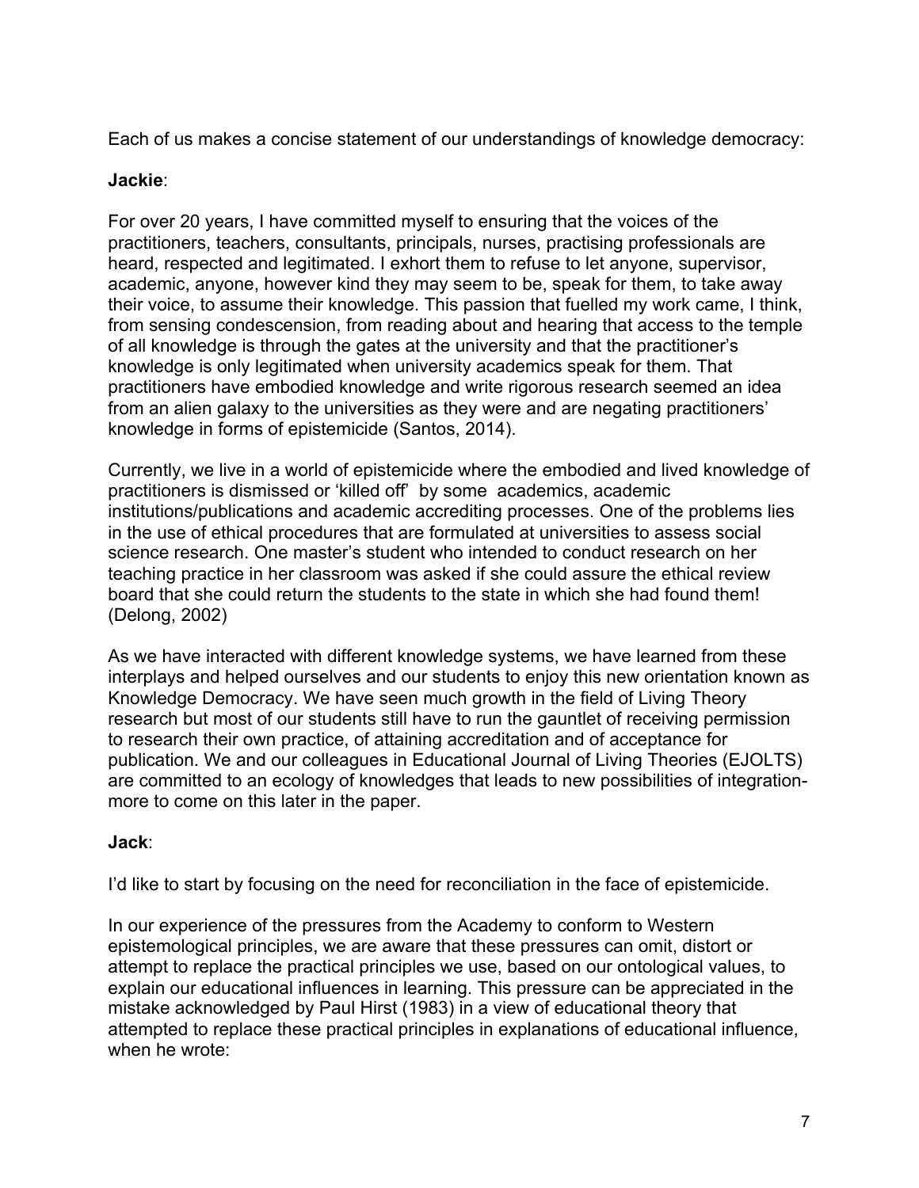Each of us makes a concise statement of our understandings of knowledge democracy:

**Jackie**:

For over 20 years, I have committed myself to ensuring that the voices of the practitioners, teachers, consultants, principals, nurses, practising professionals are heard, respected and legitimated. I exhort them to refuse to let anyone, supervisor, academic, anyone, however kind they may seem to be, speak for them, to take away their voice, to assume their knowledge. This passion that fuelled my work came, I think, from sensing condescension, from reading about and hearing that access to the temple of all knowledge is through the gates at the university and that the practitioner's knowledge is only legitimated when university academics speak for them. That practitioners have embodied knowledge and write rigorous research seemed an idea from an alien galaxy to the universities as they were and are negating practitioners' knowledge in forms of epistemicide (Santos, 2014).

Currently, we live in a world of epistemicide where the embodied and lived knowledge of practitioners is dismissed or 'killed off' by some academics, academic institutions/publications and academic accrediting processes. One of the problems lies in the use of ethical procedures that are formulated at universities to assess social science research. One master's student who intended to conduct research on her teaching practice in her classroom was asked if she could assure the ethical review board that she could return the students to the state in which she had found them! (Delong, 2002)

As we have interacted with different knowledge systems, we have learned from these interplays and helped ourselves and our students to enjoy this new orientation known as Knowledge Democracy. We have seen much growth in the field of Living Theory research but most of our students still have to run the gauntlet of receiving permission to research their own practice, of attaining accreditation and of acceptance for publication. We and our colleagues in Educational Journal of Living Theories (EJOLTS) are committed to an ecology of knowledges that leads to new possibilities of integration-more to come on this later in the paper.

**Jack**:

I'd like to start by focusing on the need for reconciliation in the face of epistemicide.

In our experience of the pressures from the Academy to conform to Western epistemological principles, we are aware that these pressures can omit, distort or attempt to replace the practical principles we use, based on our ontological values, to explain our educational influences in learning. This pressure can be appreciated in the mistake acknowledged by Paul Hirst (1983) in a view of educational theory that attempted to replace these practical principles in explanations of educational influence, when he wrote: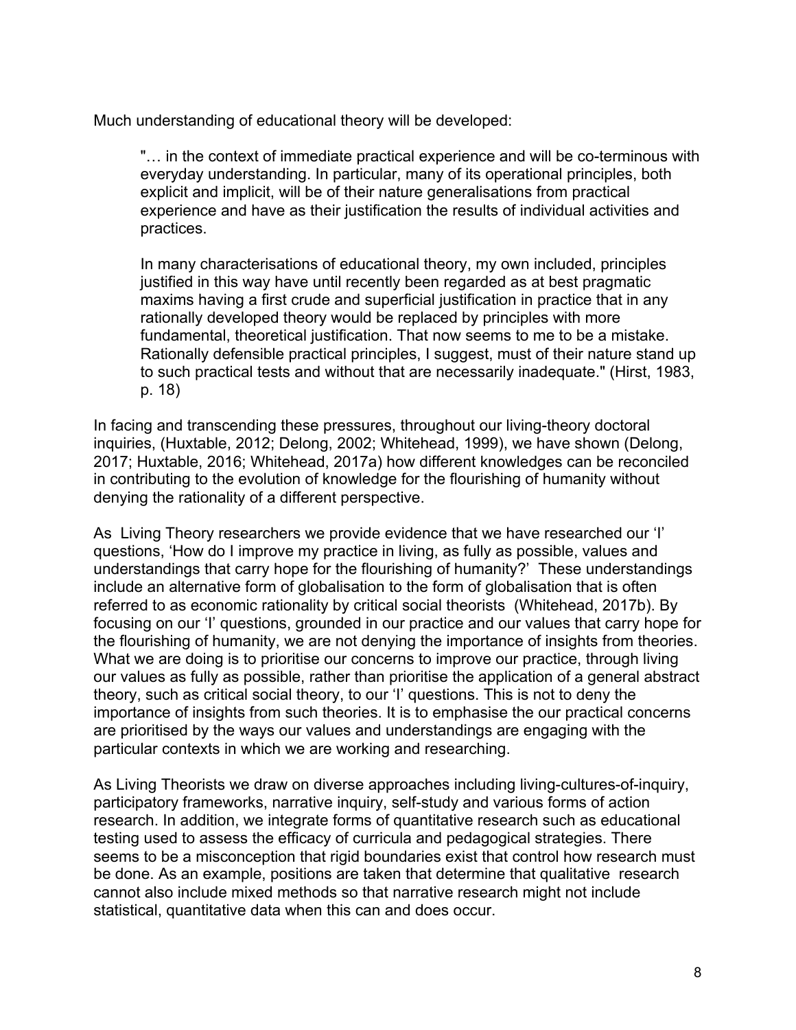Much understanding of educational theory will be developed:

> "… in the context of immediate practical experience and will be co-terminous with everyday understanding. In particular, many of its operational principles, both explicit and implicit, will be of their nature generalisations from practical experience and have as their justification the results of individual activities and practices.
>
> In many characterisations of educational theory, my own included, principles justified in this way have until recently been regarded as at best pragmatic maxims having a first crude and superficial justification in practice that in any rationally developed theory would be replaced by principles with more fundamental, theoretical justification. That now seems to me to be a mistake. Rationally defensible practical principles, I suggest, must of their nature stand up to such practical tests and without that are necessarily inadequate." (Hirst, 1983, p. 18)

In facing and transcending these pressures, throughout our living-theory doctoral inquiries, (Huxtable, 2012; Delong, 2002; Whitehead, 1999), we have shown (Delong, 2017; Huxtable, 2016; Whitehead, 2017a) how different knowledges can be reconciled in contributing to the evolution of knowledge for the flourishing of humanity without denying the rationality of a different perspective.

As Living Theory researchers we provide evidence that we have researched our 'I' questions, 'How do I improve my practice in living, as fully as possible, values and understandings that carry hope for the flourishing of humanity?' These understandings include an alternative form of globalisation to the form of globalisation that is often referred to as economic rationality by critical social theorists (Whitehead, 2017b). By focusing on our 'I' questions, grounded in our practice and our values that carry hope for the flourishing of humanity, we are not denying the importance of insights from theories. What we are doing is to prioritise our concerns to improve our practice, through living our values as fully as possible, rather than prioritise the application of a general abstract theory, such as critical social theory, to our 'I' questions. This is not to deny the importance of insights from such theories. It is to emphasise the our practical concerns are prioritised by the ways our values and understandings are engaging with the particular contexts in which we are working and researching.

As Living Theorists we draw on diverse approaches including living-cultures-of-inquiry, participatory frameworks, narrative inquiry, self-study and various forms of action research. In addition, we integrate forms of quantitative research such as educational testing used to assess the efficacy of curricula and pedagogical strategies. There seems to be a misconception that rigid boundaries exist that control how research must be done. As an example, positions are taken that determine that qualitative research cannot also include mixed methods so that narrative research might not include statistical, quantitative data when this can and does occur.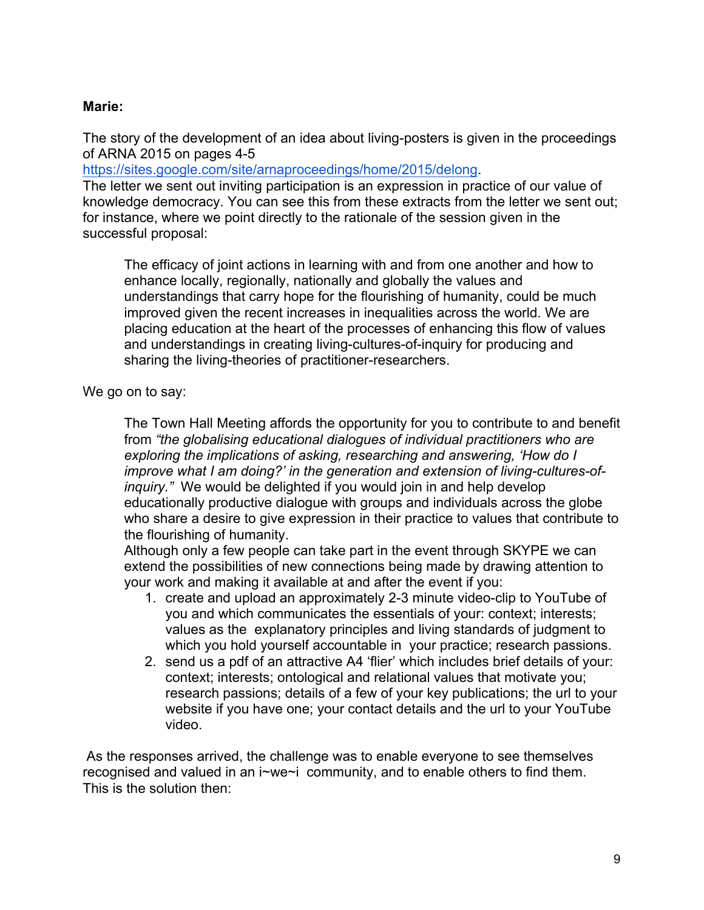**Marie:**

The story of the development of an idea about living-posters is given in the proceedings of ARNA 2015 on pages 4-5 https://sites.google.com/site/arnaproceedings/home/2015/delong.
The letter we sent out inviting participation is an expression in practice of our value of knowledge democracy. You can see this from these extracts from the letter we sent out; for instance, where we point directly to the rationale of the session given in the successful proposal:

> The efficacy of joint actions in learning with and from one another and how to enhance locally, regionally, nationally and globally the values and understandings that carry hope for the flourishing of humanity, could be much improved given the recent increases in inequalities across the world. We are placing education at the heart of the processes of enhancing this flow of values and understandings in creating living-cultures-of-inquiry for producing and sharing the living-theories of practitioner-researchers.

We go on to say:

> The Town Hall Meeting affords the opportunity for you to contribute to and benefit from *"the globalising educational dialogues of individual practitioners who are exploring the implications of asking, researching and answering, 'How do I improve what I am doing?' in the generation and extension of living-cultures-of-inquiry."* We would be delighted if you would join in and help develop educationally productive dialogue with groups and individuals across the globe who share a desire to give expression in their practice to values that contribute to the flourishing of humanity.
> Although only a few people can take part in the event through SKYPE we can extend the possibilities of new connections being made by drawing attention to your work and making it available at and after the event if you:
>
> 1. create and upload an approximately 2-3 minute video-clip to YouTube of you and which communicates the essentials of your: context; interests; values as the explanatory principles and living standards of judgment to which you hold yourself accountable in your practice; research passions.
> 2. send us a pdf of an attractive A4 'flier' which includes brief details of your: context; interests; ontological and relational values that motivate you; research passions; details of a few of your key publications; the url to your website if you have one; your contact details and the url to your YouTube video.

As the responses arrived, the challenge was to enable everyone to see themselves recognised and valued in an i~we~i community, and to enable others to find them. This is the solution then: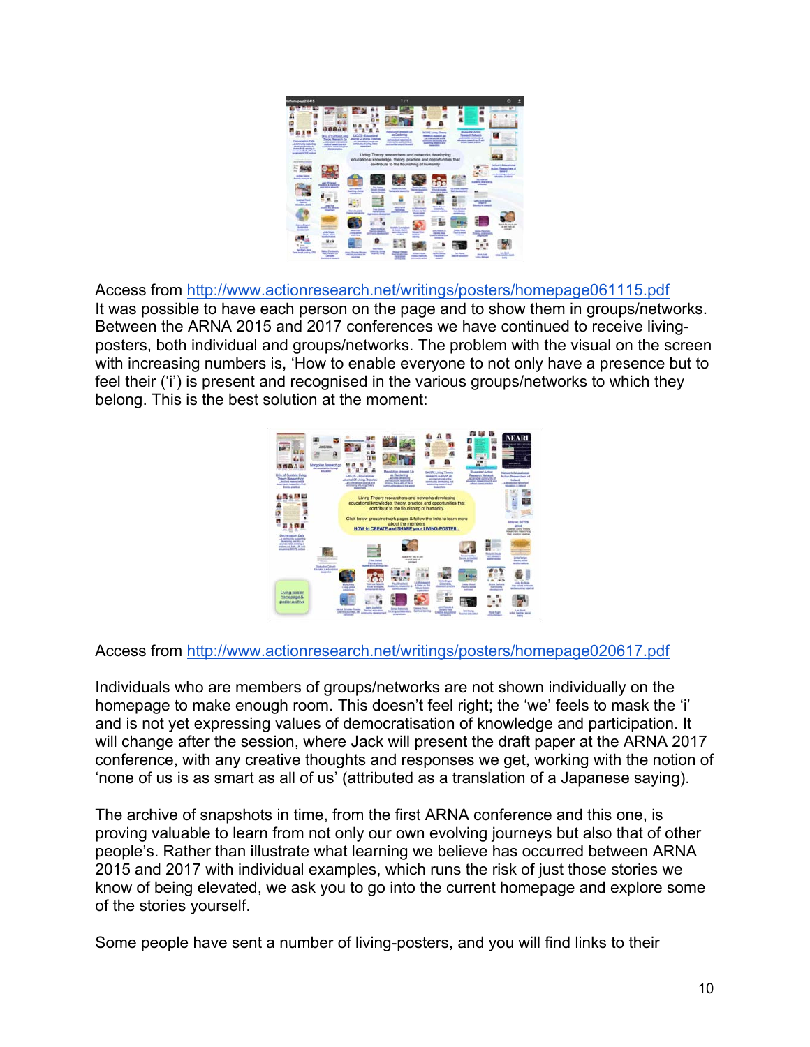Access from http://www.actionresearch.net/writings/posters/homepage061115.pdf
It was possible to have each person on the page and to show them in groups/networks. Between the ARNA 2015 and 2017 conferences we have continued to receive living-posters, both individual and groups/networks. The problem with the visual on the screen with increasing numbers is, 'How to enable everyone to not only have a presence but to feel their ('i') is present and recognised in the various groups/networks to which they belong. This is the best solution at the moment:

Access from http://www.actionresearch.net/writings/posters/homepage020617.pdf

Individuals who are members of groups/networks are not shown individually on the homepage to make enough room. This doesn't feel right; the 'we' feels to mask the 'i' and is not yet expressing values of democratisation of knowledge and participation. It will change after the session, where Jack will present the draft paper at the ARNA 2017 conference, with any creative thoughts and responses we get, working with the notion of 'none of us is as smart as all of us' (attributed as a translation of a Japanese saying).

The archive of snapshots in time, from the first ARNA conference and this one, is proving valuable to learn from not only our own evolving journeys but also that of other people's. Rather than illustrate what learning we believe has occurred between ARNA 2015 and 2017 with individual examples, which runs the risk of just those stories we know of being elevated, we ask you to go into the current homepage and explore some of the stories yourself.

Some people have sent a number of living-posters, and you will find links to their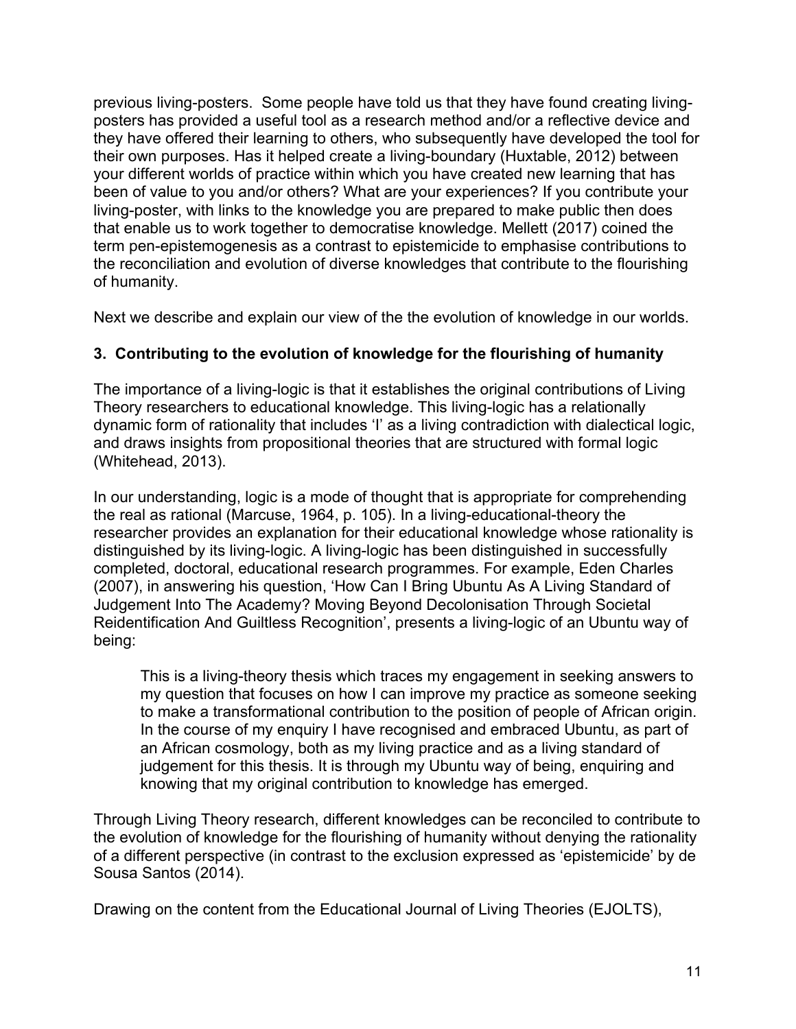previous living-posters. Some people have told us that they have found creating living-posters has provided a useful tool as a research method and/or a reflective device and they have offered their learning to others, who subsequently have developed the tool for their own purposes. Has it helped create a living-boundary (Huxtable, 2012) between your different worlds of practice within which you have created new learning that has been of value to you and/or others? What are your experiences? If you contribute your living-poster, with links to the knowledge you are prepared to make public then does that enable us to work together to democratise knowledge. Mellett (2017) coined the term pen-epistemogenesis as a contrast to epistemicide to emphasise contributions to the reconciliation and evolution of diverse knowledges that contribute to the flourishing of humanity.

Next we describe and explain our view of the the evolution of knowledge in our worlds.

### 3. Contributing to the evolution of knowledge for the flourishing of humanity

The importance of a living-logic is that it establishes the original contributions of Living Theory researchers to educational knowledge. This living-logic has a relationally dynamic form of rationality that includes 'I' as a living contradiction with dialectical logic, and draws insights from propositional theories that are structured with formal logic (Whitehead, 2013).

In our understanding, logic is a mode of thought that is appropriate for comprehending the real as rational (Marcuse, 1964, p. 105). In a living-educational-theory the researcher provides an explanation for their educational knowledge whose rationality is distinguished by its living-logic. A living-logic has been distinguished in successfully completed, doctoral, educational research programmes. For example, Eden Charles (2007), in answering his question, 'How Can I Bring Ubuntu As A Living Standard of Judgement Into The Academy? Moving Beyond Decolonisation Through Societal Reidentification And Guiltless Recognition', presents a living-logic of an Ubuntu way of being:

> This is a living-theory thesis which traces my engagement in seeking answers to my question that focuses on how I can improve my practice as someone seeking to make a transformational contribution to the position of people of African origin. In the course of my enquiry I have recognised and embraced Ubuntu, as part of an African cosmology, both as my living practice and as a living standard of judgement for this thesis. It is through my Ubuntu way of being, enquiring and knowing that my original contribution to knowledge has emerged.

Through Living Theory research, different knowledges can be reconciled to contribute to the evolution of knowledge for the flourishing of humanity without denying the rationality of a different perspective (in contrast to the exclusion expressed as 'epistemicide' by de Sousa Santos (2014).

Drawing on the content from the Educational Journal of Living Theories (EJOLTS),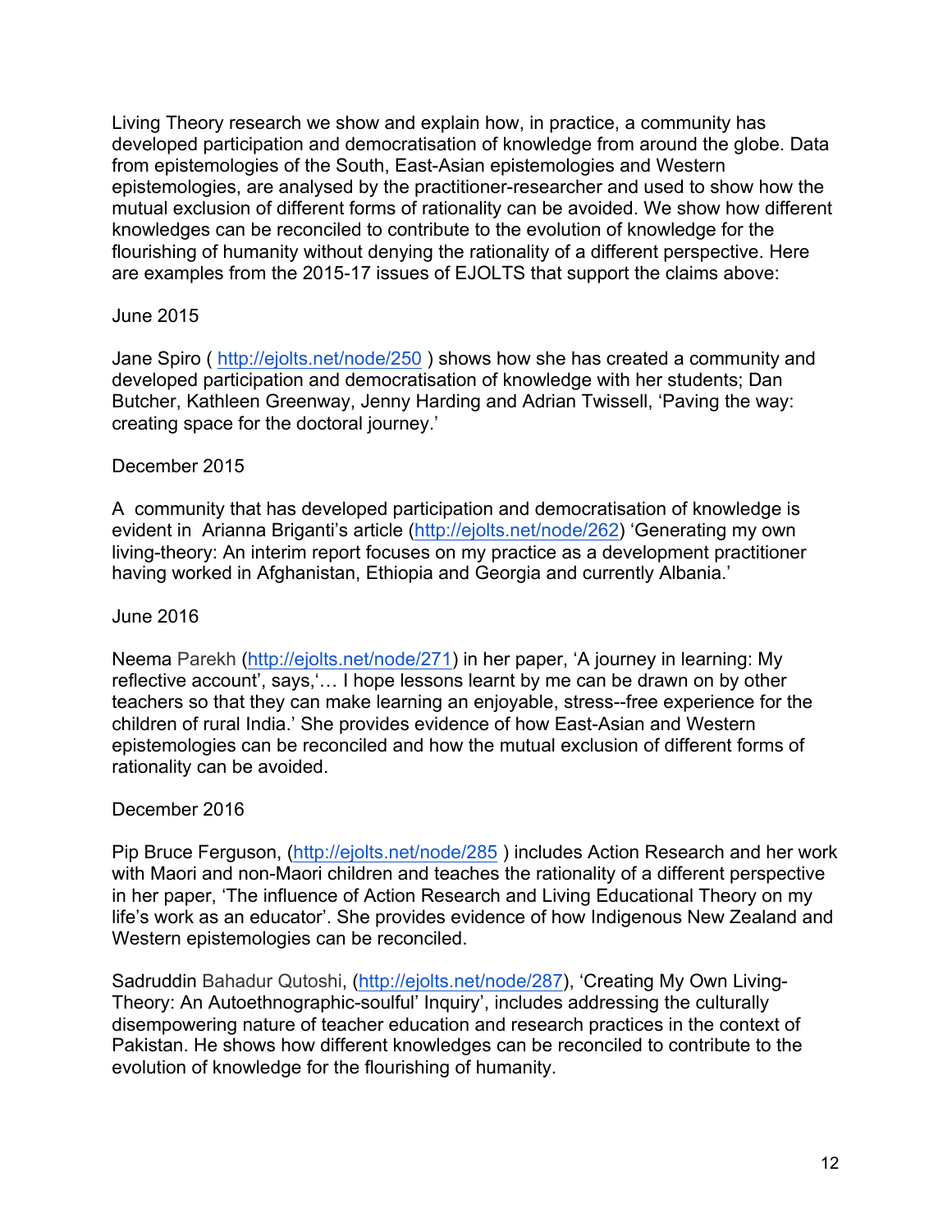Living Theory research we show and explain how, in practice, a community has developed participation and democratisation of knowledge from around the globe. Data from epistemologies of the South, East-Asian epistemologies and Western epistemologies, are analysed by the practitioner-researcher and used to show how the mutual exclusion of different forms of rationality can be avoided. We show how different knowledges can be reconciled to contribute to the evolution of knowledge for the flourishing of humanity without denying the rationality of a different perspective. Here are examples from the 2015-17 issues of EJOLTS that support the claims above:

June 2015

Jane Spiro ( http://ejolts.net/node/250 ) shows how she has created a community and developed participation and democratisation of knowledge with her students; Dan Butcher, Kathleen Greenway, Jenny Harding and Adrian Twissell, 'Paving the way: creating space for the doctoral journey.'

December 2015

A community that has developed participation and democratisation of knowledge is evident in Arianna Briganti's article (http://ejolts.net/node/262) 'Generating my own living-theory: An interim report focuses on my practice as a development practitioner having worked in Afghanistan, Ethiopia and Georgia and currently Albania.'

June 2016

Neema Parekh (http://ejolts.net/node/271) in her paper, 'A journey in learning: My reflective account', says,'… I hope lessons learnt by me can be drawn on by other teachers so that they can make learning an enjoyable, stress--free experience for the children of rural India.' She provides evidence of how East-Asian and Western epistemologies can be reconciled and how the mutual exclusion of different forms of rationality can be avoided.

December 2016

Pip Bruce Ferguson, (http://ejolts.net/node/285 ) includes Action Research and her work with Maori and non-Maori children and teaches the rationality of a different perspective in her paper, 'The influence of Action Research and Living Educational Theory on my life's work as an educator'. She provides evidence of how Indigenous New Zealand and Western epistemologies can be reconciled.

Sadruddin Bahadur Qutoshi, (http://ejolts.net/node/287), 'Creating My Own Living-Theory: An Autoethnographic-soulful' Inquiry', includes addressing the culturally disempowering nature of teacher education and research practices in the context of Pakistan. He shows how different knowledges can be reconciled to contribute to the evolution of knowledge for the flourishing of humanity.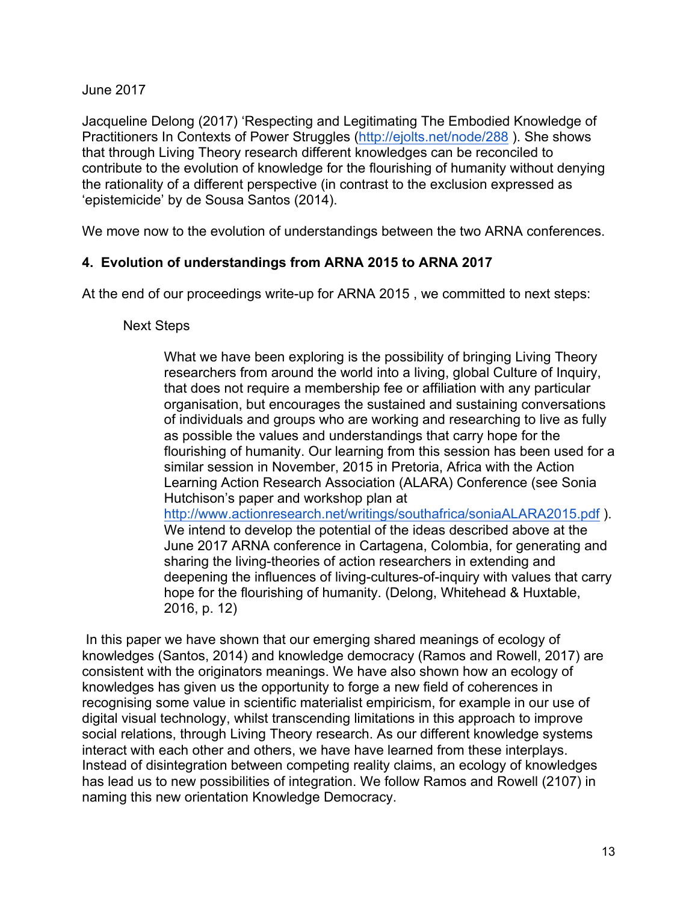June 2017

Jacqueline Delong (2017) 'Respecting and Legitimating The Embodied Knowledge of Practitioners In Contexts of Power Struggles (http://ejolts.net/node/288 ). She shows that through Living Theory research different knowledges can be reconciled to contribute to the evolution of knowledge for the flourishing of humanity without denying the rationality of a different perspective (in contrast to the exclusion expressed as 'epistemicide' by de Sousa Santos (2014).

We move now to the evolution of understandings between the two ARNA conferences.

## 4. Evolution of understandings from ARNA 2015 to ARNA 2017

At the end of our proceedings write-up for ARNA 2015 , we committed to next steps:

> Next Steps
>
> What we have been exploring is the possibility of bringing Living Theory researchers from around the world into a living, global Culture of Inquiry, that does not require a membership fee or affiliation with any particular organisation, but encourages the sustained and sustaining conversations of individuals and groups who are working and researching to live as fully as possible the values and understandings that carry hope for the flourishing of humanity. Our learning from this session has been used for a similar session in November, 2015 in Pretoria, Africa with the Action Learning Action Research Association (ALARA) Conference (see Sonia Hutchison's paper and workshop plan at http://www.actionresearch.net/writings/southafrica/soniaALARA2015.pdf ). We intend to develop the potential of the ideas described above at the June 2017 ARNA conference in Cartagena, Colombia, for generating and sharing the living-theories of action researchers in extending and deepening the influences of living-cultures-of-inquiry with values that carry hope for the flourishing of humanity. (Delong, Whitehead & Huxtable, 2016, p. 12)

In this paper we have shown that our emerging shared meanings of ecology of knowledges (Santos, 2014) and knowledge democracy (Ramos and Rowell, 2017) are consistent with the originators meanings. We have also shown how an ecology of knowledges has given us the opportunity to forge a new field of coherences in recognising some value in scientific materialist empiricism, for example in our use of digital visual technology, whilst transcending limitations in this approach to improve social relations, through Living Theory research. As our different knowledge systems interact with each other and others, we have have learned from these interplays. Instead of disintegration between competing reality claims, an ecology of knowledges has lead us to new possibilities of integration. We follow Ramos and Rowell (2107) in naming this new orientation Knowledge Democracy.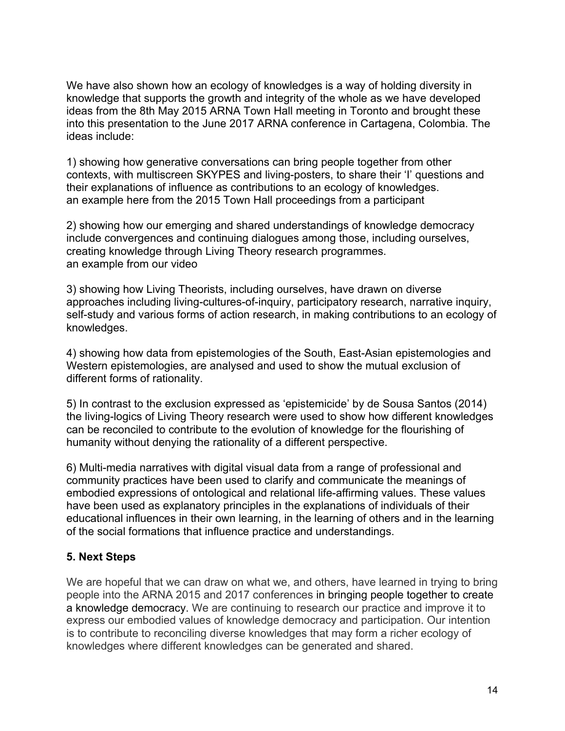We have also shown how an ecology of knowledges is a way of holding diversity in knowledge that supports the growth and integrity of the whole as we have developed ideas from the 8th May 2015 ARNA Town Hall meeting in Toronto and brought these into this presentation to the June 2017 ARNA conference in Cartagena, Colombia. The ideas include:

1) showing how generative conversations can bring people together from other contexts, with multiscreen SKYPES and living-posters, to share their 'I' questions and their explanations of influence as contributions to an ecology of knowledges.
an example here from the 2015 Town Hall proceedings from a participant

2) showing how our emerging and shared understandings of knowledge democracy include convergences and continuing dialogues among those, including ourselves, creating knowledge through Living Theory research programmes.
an example from our video

3) showing how Living Theorists, including ourselves, have drawn on diverse approaches including living-cultures-of-inquiry, participatory research, narrative inquiry, self-study and various forms of action research, in making contributions to an ecology of knowledges.

4) showing how data from epistemologies of the South, East-Asian epistemologies and Western epistemologies, are analysed and used to show the mutual exclusion of different forms of rationality.

5) In contrast to the exclusion expressed as 'epistemicide' by de Sousa Santos (2014) the living-logics of Living Theory research were used to show how different knowledges can be reconciled to contribute to the evolution of knowledge for the flourishing of humanity without denying the rationality of a different perspective.

6) Multi-media narratives with digital visual data from a range of professional and community practices have been used to clarify and communicate the meanings of embodied expressions of ontological and relational life-affirming values. These values have been used as explanatory principles in the explanations of individuals of their educational influences in their own learning, in the learning of others and in the learning of the social formations that influence practice and understandings.

## 5. Next Steps

We are hopeful that we can draw on what we, and others, have learned in trying to bring people into the ARNA 2015 and 2017 conferences in bringing people together to create a knowledge democracy. We are continuing to research our practice and improve it to express our embodied values of knowledge democracy and participation. Our intention is to contribute to reconciling diverse knowledges that may form a richer ecology of knowledges where different knowledges can be generated and shared.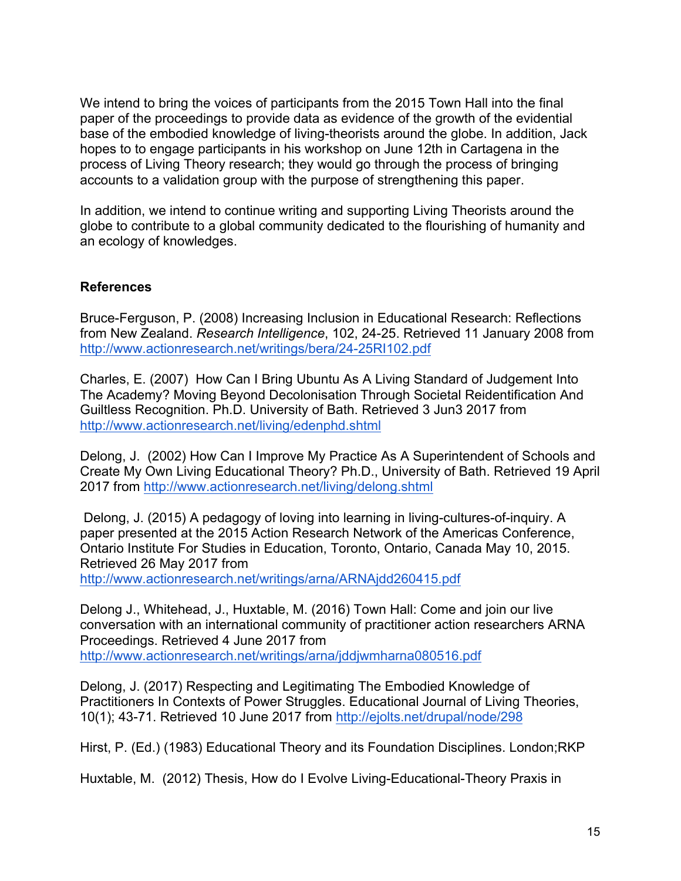We intend to bring the voices of participants from the 2015 Town Hall into the final paper of the proceedings to provide data as evidence of the growth of the evidential base of the embodied knowledge of living-theorists around the globe. In addition, Jack hopes to to engage participants in his workshop on June 12th in Cartagena in the process of Living Theory research; they would go through the process of bringing accounts to a validation group with the purpose of strengthening this paper.

In addition, we intend to continue writing and supporting Living Theorists around the globe to contribute to a global community dedicated to the flourishing of humanity and an ecology of knowledges.

**References**

Bruce-Ferguson, P. (2008) Increasing Inclusion in Educational Research: Reflections from New Zealand. *Research Intelligence*, 102, 24-25. Retrieved 11 January 2008 from http://www.actionresearch.net/writings/bera/24-25RI102.pdf

Charles, E. (2007) How Can I Bring Ubuntu As A Living Standard of Judgement Into The Academy? Moving Beyond Decolonisation Through Societal Reidentification And Guiltless Recognition. Ph.D. University of Bath. Retrieved 3 Jun3 2017 from http://www.actionresearch.net/living/edenphd.shtml

Delong, J. (2002) How Can I Improve My Practice As A Superintendent of Schools and Create My Own Living Educational Theory? Ph.D., University of Bath. Retrieved 19 April 2017 from http://www.actionresearch.net/living/delong.shtml

Delong, J. (2015) A pedagogy of loving into learning in living-cultures-of-inquiry. A paper presented at the 2015 Action Research Network of the Americas Conference, Ontario Institute For Studies in Education, Toronto, Ontario, Canada May 10, 2015. Retrieved 26 May 2017 from http://www.actionresearch.net/writings/arna/ARNAjdd260415.pdf

Delong J., Whitehead, J., Huxtable, M. (2016) Town Hall: Come and join our live conversation with an international community of practitioner action researchers ARNA Proceedings. Retrieved 4 June 2017 from http://www.actionresearch.net/writings/arna/jddjwmharna080516.pdf

Delong, J. (2017) Respecting and Legitimating The Embodied Knowledge of Practitioners In Contexts of Power Struggles. Educational Journal of Living Theories, 10(1); 43-71. Retrieved 10 June 2017 from http://ejolts.net/drupal/node/298

Hirst, P. (Ed.) (1983) Educational Theory and its Foundation Disciplines. London;RKP

Huxtable, M. (2012) Thesis, How do I Evolve Living-Educational-Theory Praxis in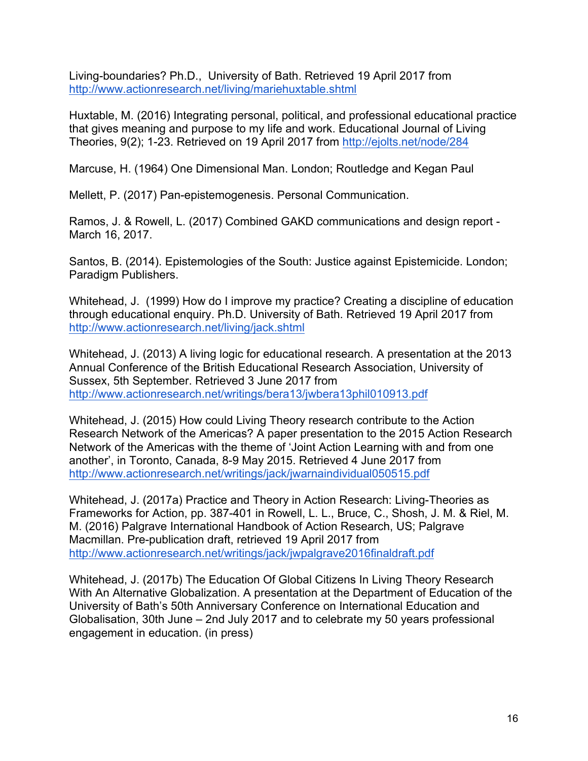Living-boundaries? Ph.D., University of Bath. Retrieved 19 April 2017 from http://www.actionresearch.net/living/mariehuxtable.shtml

Huxtable, M. (2016) Integrating personal, political, and professional educational practice that gives meaning and purpose to my life and work. Educational Journal of Living Theories, 9(2); 1-23. Retrieved on 19 April 2017 from http://ejolts.net/node/284

Marcuse, H. (1964) One Dimensional Man. London; Routledge and Kegan Paul

Mellett, P. (2017) Pan-epistemogenesis. Personal Communication.

Ramos, J. & Rowell, L. (2017) Combined GAKD communications and design report - March 16, 2017.

Santos, B. (2014). Epistemologies of the South: Justice against Epistemicide. London; Paradigm Publishers.

Whitehead, J. (1999) How do I improve my practice? Creating a discipline of education through educational enquiry. Ph.D. University of Bath. Retrieved 19 April 2017 from http://www.actionresearch.net/living/jack.shtml

Whitehead, J. (2013) A living logic for educational research. A presentation at the 2013 Annual Conference of the British Educational Research Association, University of Sussex, 5th September. Retrieved 3 June 2017 from http://www.actionresearch.net/writings/bera13/jwbera13phil010913.pdf

Whitehead, J. (2015) How could Living Theory research contribute to the Action Research Network of the Americas? A paper presentation to the 2015 Action Research Network of the Americas with the theme of 'Joint Action Learning with and from one another', in Toronto, Canada, 8-9 May 2015. Retrieved 4 June 2017 from http://www.actionresearch.net/writings/jack/jwarnaindividual050515.pdf

Whitehead, J. (2017a) Practice and Theory in Action Research: Living-Theories as Frameworks for Action, pp. 387-401 in Rowell, L. L., Bruce, C., Shosh, J. M. & Riel, M. M. (2016) Palgrave International Handbook of Action Research, US; Palgrave Macmillan. Pre-publication draft, retrieved 19 April 2017 from http://www.actionresearch.net/writings/jack/jwpalgrave2016finaldraft.pdf

Whitehead, J. (2017b) The Education Of Global Citizens In Living Theory Research With An Alternative Globalization. A presentation at the Department of Education of the University of Bath's 50th Anniversary Conference on International Education and Globalisation, 30th June – 2nd July 2017 and to celebrate my 50 years professional engagement in education. (in press)